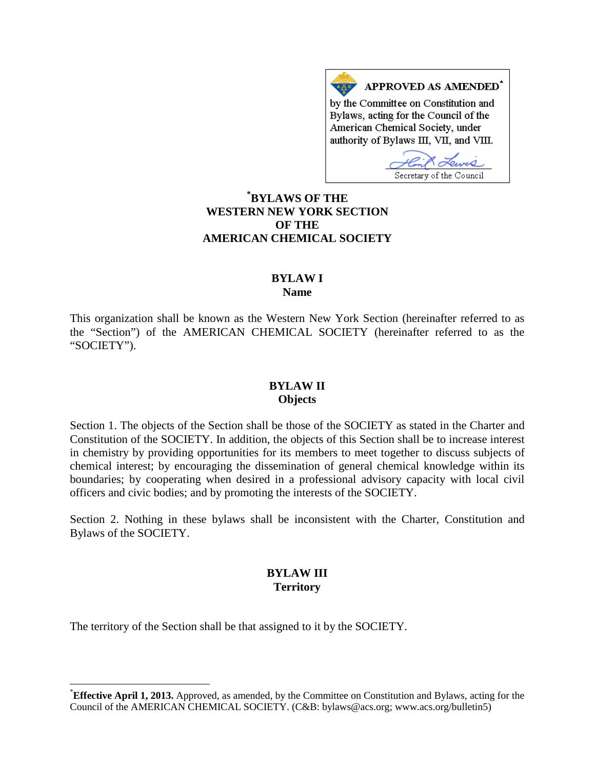**APPROVED AS AMENDED***

by the Committee on Constitution and Bylaws, acting for the Council of the American Chemical Society, under authority of Bylaws III, VII, and VIII.

Secretary of the Council

# *BYLAWS OF THE WESTERN NEW YORK SECTION OF THE AMERICAN CHEMICAL SOCIETY

## BYLAW I
## Name

This organization shall be known as the Western New York Section (hereinafter referred to as the "Section") of the AMERICAN CHEMICAL SOCIETY (hereinafter referred to as the "SOCIETY").

## BYLAW II
## Objects

Section 1. The objects of the Section shall be those of the SOCIETY as stated in the Charter and Constitution of the SOCIETY. In addition, the objects of this Section shall be to increase interest in chemistry by providing opportunities for its members to meet together to discuss subjects of chemical interest; by encouraging the dissemination of general chemical knowledge within its boundaries; by cooperating when desired in a professional advisory capacity with local civil officers and civic bodies; and by promoting the interests of the SOCIETY.

Section 2. Nothing in these bylaws shall be inconsistent with the Charter, Constitution and Bylaws of the SOCIETY.

## BYLAW III
## Territory

The territory of the Section shall be that assigned to it by the SOCIETY.

---

***Effective April 1, 2013.** Approved, as amended, by the Committee on Constitution and Bylaws, acting for the Council of the AMERICAN CHEMICAL SOCIETY. (C&B: bylaws@acs.org; www.acs.org/bulletin5)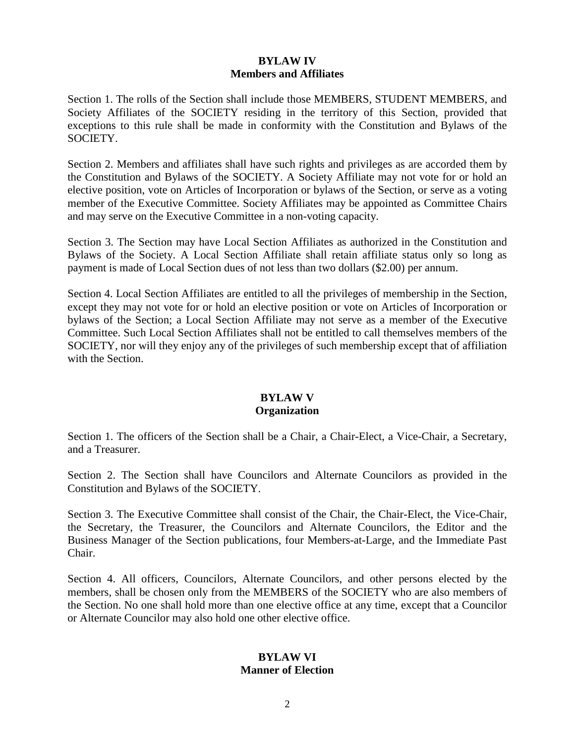## BYLAW IV
## Members and Affiliates

Section 1. The rolls of the Section shall include those MEMBERS, STUDENT MEMBERS, and Society Affiliates of the SOCIETY residing in the territory of this Section, provided that exceptions to this rule shall be made in conformity with the Constitution and Bylaws of the SOCIETY.

Section 2. Members and affiliates shall have such rights and privileges as are accorded them by the Constitution and Bylaws of the SOCIETY. A Society Affiliate may not vote for or hold an elective position, vote on Articles of Incorporation or bylaws of the Section, or serve as a voting member of the Executive Committee. Society Affiliates may be appointed as Committee Chairs and may serve on the Executive Committee in a non-voting capacity.

Section 3. The Section may have Local Section Affiliates as authorized in the Constitution and Bylaws of the Society. A Local Section Affiliate shall retain affiliate status only so long as payment is made of Local Section dues of not less than two dollars ($2.00) per annum.

Section 4. Local Section Affiliates are entitled to all the privileges of membership in the Section, except they may not vote for or hold an elective position or vote on Articles of Incorporation or bylaws of the Section; a Local Section Affiliate may not serve as a member of the Executive Committee. Such Local Section Affiliates shall not be entitled to call themselves members of the SOCIETY, nor will they enjoy any of the privileges of such membership except that of affiliation with the Section.

## BYLAW V
## Organization

Section 1. The officers of the Section shall be a Chair, a Chair-Elect, a Vice-Chair, a Secretary, and a Treasurer.

Section 2. The Section shall have Councilors and Alternate Councilors as provided in the Constitution and Bylaws of the SOCIETY.

Section 3. The Executive Committee shall consist of the Chair, the Chair-Elect, the Vice-Chair, the Secretary, the Treasurer, the Councilors and Alternate Councilors, the Editor and the Business Manager of the Section publications, four Members-at-Large, and the Immediate Past Chair.

Section 4. All officers, Councilors, Alternate Councilors, and other persons elected by the members, shall be chosen only from the MEMBERS of the SOCIETY who are also members of the Section. No one shall hold more than one elective office at any time, except that a Councilor or Alternate Councilor may also hold one other elective office.

## BYLAW VI
## Manner of Election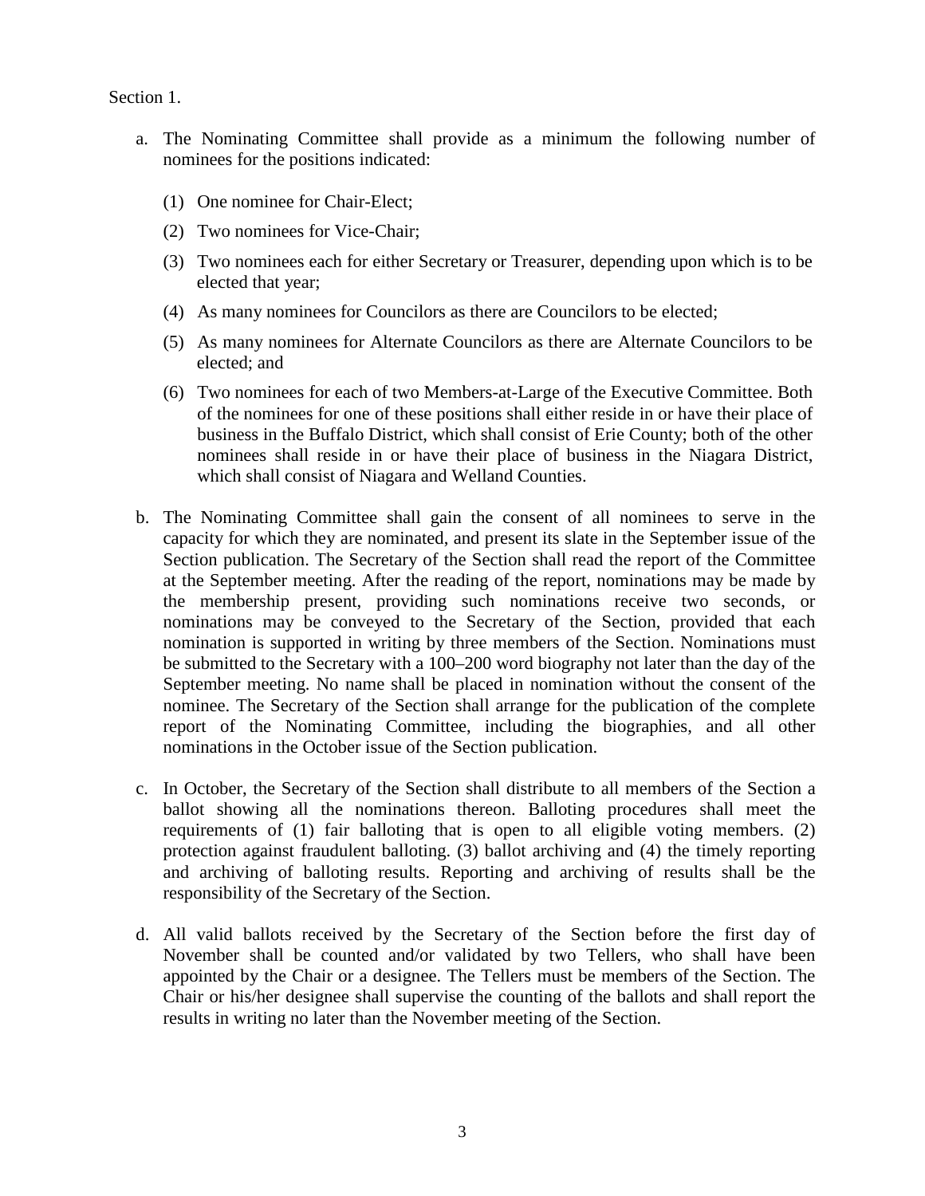Section 1.

a. The Nominating Committee shall provide as a minimum the following number of nominees for the positions indicated:

   (1) One nominee for Chair-Elect;

   (2) Two nominees for Vice-Chair;

   (3) Two nominees each for either Secretary or Treasurer, depending upon which is to be elected that year;

   (4) As many nominees for Councilors as there are Councilors to be elected;

   (5) As many nominees for Alternate Councilors as there are Alternate Councilors to be elected; and

   (6) Two nominees for each of two Members-at-Large of the Executive Committee. Both of the nominees for one of these positions shall either reside in or have their place of business in the Buffalo District, which shall consist of Erie County; both of the other nominees shall reside in or have their place of business in the Niagara District, which shall consist of Niagara and Welland Counties.

b. The Nominating Committee shall gain the consent of all nominees to serve in the capacity for which they are nominated, and present its slate in the September issue of the Section publication. The Secretary of the Section shall read the report of the Committee at the September meeting. After the reading of the report, nominations may be made by the membership present, providing such nominations receive two seconds, or nominations may be conveyed to the Secretary of the Section, provided that each nomination is supported in writing by three members of the Section. Nominations must be submitted to the Secretary with a 100–200 word biography not later than the day of the September meeting. No name shall be placed in nomination without the consent of the nominee. The Secretary of the Section shall arrange for the publication of the complete report of the Nominating Committee, including the biographies, and all other nominations in the October issue of the Section publication.

c. In October, the Secretary of the Section shall distribute to all members of the Section a ballot showing all the nominations thereon. Balloting procedures shall meet the requirements of (1) fair balloting that is open to all eligible voting members. (2) protection against fraudulent balloting. (3) ballot archiving and (4) the timely reporting and archiving of balloting results. Reporting and archiving of results shall be the responsibility of the Secretary of the Section.

d. All valid ballots received by the Secretary of the Section before the first day of November shall be counted and/or validated by two Tellers, who shall have been appointed by the Chair or a designee. The Tellers must be members of the Section. The Chair or his/her designee shall supervise the counting of the ballots and shall report the results in writing no later than the November meeting of the Section.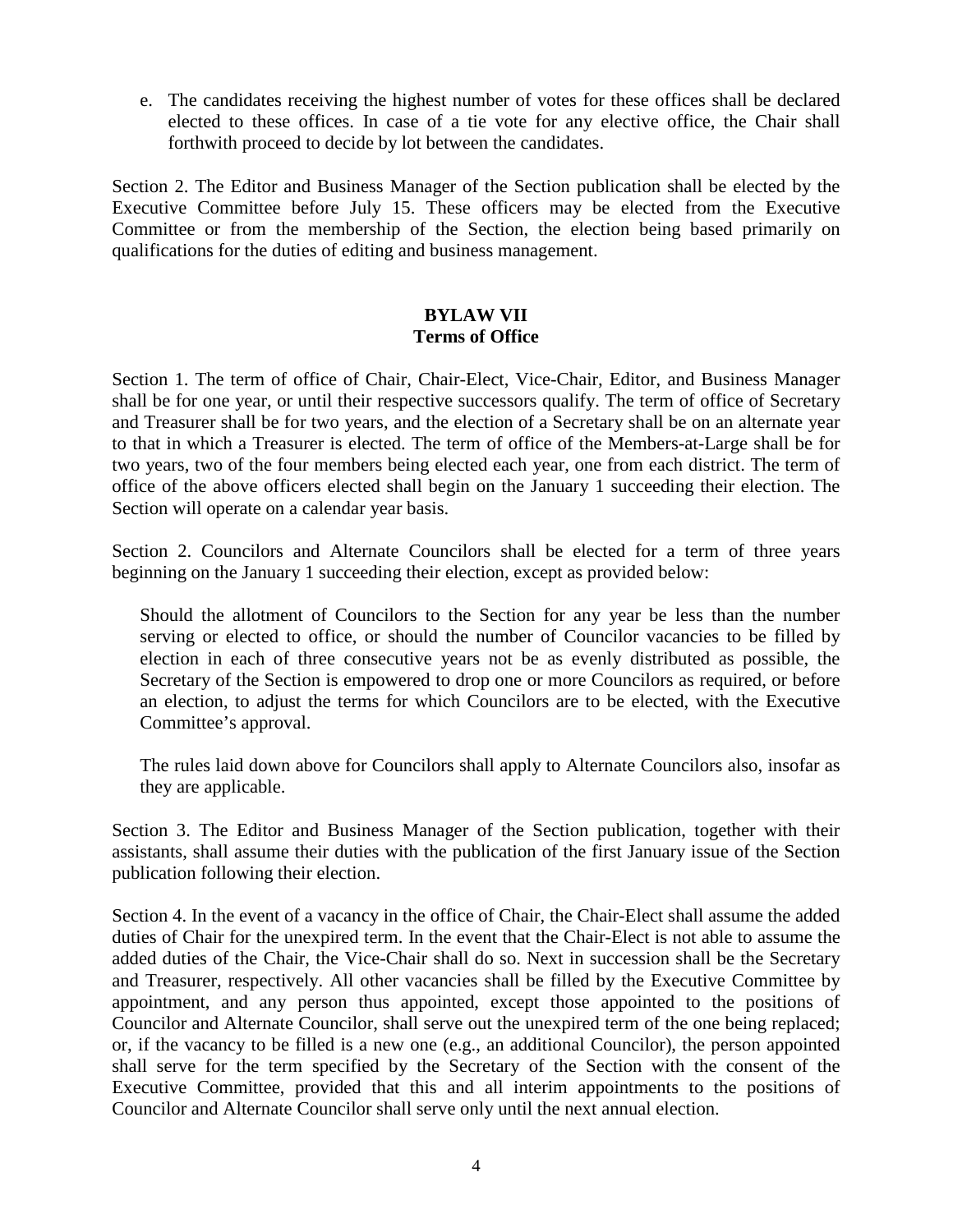e. The candidates receiving the highest number of votes for these offices shall be declared elected to these offices. In case of a tie vote for any elective office, the Chair shall forthwith proceed to decide by lot between the candidates.

Section 2. The Editor and Business Manager of the Section publication shall be elected by the Executive Committee before July 15. These officers may be elected from the Executive Committee or from the membership of the Section, the election being based primarily on qualifications for the duties of editing and business management.

## BYLAW VII
## Terms of Office

Section 1. The term of office of Chair, Chair-Elect, Vice-Chair, Editor, and Business Manager shall be for one year, or until their respective successors qualify. The term of office of Secretary and Treasurer shall be for two years, and the election of a Secretary shall be on an alternate year to that in which a Treasurer is elected. The term of office of the Members-at-Large shall be for two years, two of the four members being elected each year, one from each district. The term of office of the above officers elected shall begin on the January 1 succeeding their election. The Section will operate on a calendar year basis.

Section 2. Councilors and Alternate Councilors shall be elected for a term of three years beginning on the January 1 succeeding their election, except as provided below:

> Should the allotment of Councilors to the Section for any year be less than the number serving or elected to office, or should the number of Councilor vacancies to be filled by election in each of three consecutive years not be as evenly distributed as possible, the Secretary of the Section is empowered to drop one or more Councilors as required, or before an election, to adjust the terms for which Councilors are to be elected, with the Executive Committee's approval.
>
> The rules laid down above for Councilors shall apply to Alternate Councilors also, insofar as they are applicable.

Section 3. The Editor and Business Manager of the Section publication, together with their assistants, shall assume their duties with the publication of the first January issue of the Section publication following their election.

Section 4. In the event of a vacancy in the office of Chair, the Chair-Elect shall assume the added duties of Chair for the unexpired term. In the event that the Chair-Elect is not able to assume the added duties of the Chair, the Vice-Chair shall do so. Next in succession shall be the Secretary and Treasurer, respectively. All other vacancies shall be filled by the Executive Committee by appointment, and any person thus appointed, except those appointed to the positions of Councilor and Alternate Councilor, shall serve out the unexpired term of the one being replaced; or, if the vacancy to be filled is a new one (e.g., an additional Councilor), the person appointed shall serve for the term specified by the Secretary of the Section with the consent of the Executive Committee, provided that this and all interim appointments to the positions of Councilor and Alternate Councilor shall serve only until the next annual election.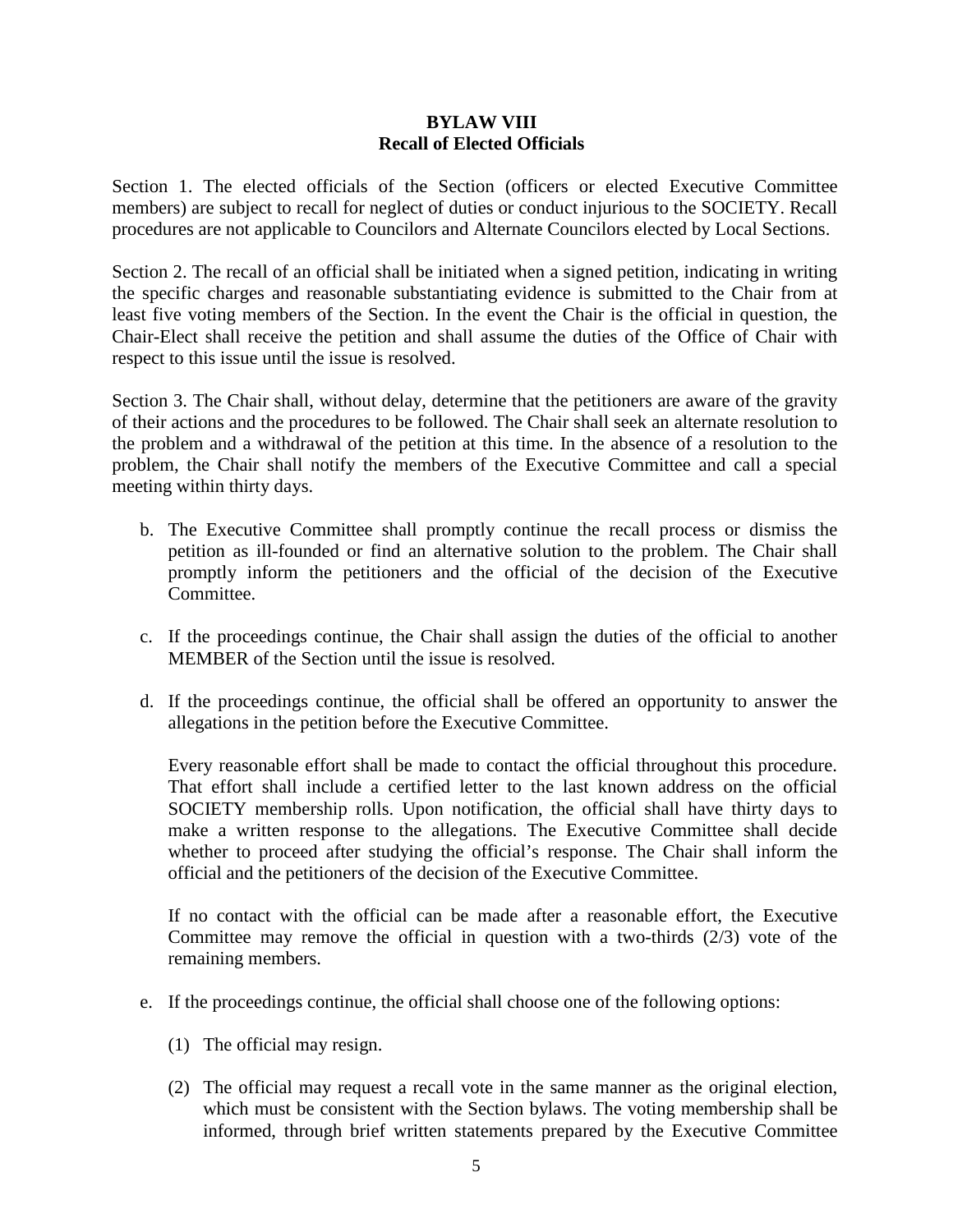## BYLAW VIII
## Recall of Elected Officials

Section 1. The elected officials of the Section (officers or elected Executive Committee members) are subject to recall for neglect of duties or conduct injurious to the SOCIETY. Recall procedures are not applicable to Councilors and Alternate Councilors elected by Local Sections.

Section 2. The recall of an official shall be initiated when a signed petition, indicating in writing the specific charges and reasonable substantiating evidence is submitted to the Chair from at least five voting members of the Section. In the event the Chair is the official in question, the Chair-Elect shall receive the petition and shall assume the duties of the Office of Chair with respect to this issue until the issue is resolved.

Section 3. The Chair shall, without delay, determine that the petitioners are aware of the gravity of their actions and the procedures to be followed. The Chair shall seek an alternate resolution to the problem and a withdrawal of the petition at this time. In the absence of a resolution to the problem, the Chair shall notify the members of the Executive Committee and call a special meeting within thirty days.

b. The Executive Committee shall promptly continue the recall process or dismiss the petition as ill-founded or find an alternative solution to the problem. The Chair shall promptly inform the petitioners and the official of the decision of the Executive Committee.

c. If the proceedings continue, the Chair shall assign the duties of the official to another MEMBER of the Section until the issue is resolved.

d. If the proceedings continue, the official shall be offered an opportunity to answer the allegations in the petition before the Executive Committee.

   Every reasonable effort shall be made to contact the official throughout this procedure. That effort shall include a certified letter to the last known address on the official SOCIETY membership rolls. Upon notification, the official shall have thirty days to make a written response to the allegations. The Executive Committee shall decide whether to proceed after studying the official's response. The Chair shall inform the official and the petitioners of the decision of the Executive Committee.

   If no contact with the official can be made after a reasonable effort, the Executive Committee may remove the official in question with a two-thirds (2/3) vote of the remaining members.

e. If the proceedings continue, the official shall choose one of the following options:

   (1) The official may resign.

   (2) The official may request a recall vote in the same manner as the original election, which must be consistent with the Section bylaws. The voting membership shall be informed, through brief written statements prepared by the Executive Committee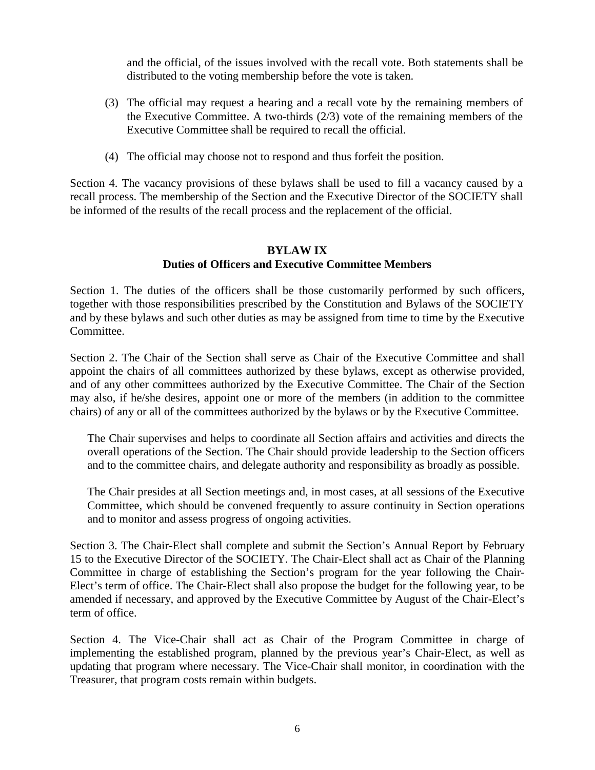and the official, of the issues involved with the recall vote. Both statements shall be distributed to the voting membership before the vote is taken.

(3) The official may request a hearing and a recall vote by the remaining members of the Executive Committee. A two-thirds (2/3) vote of the remaining members of the Executive Committee shall be required to recall the official.

(4) The official may choose not to respond and thus forfeit the position.

Section 4. The vacancy provisions of these bylaws shall be used to fill a vacancy caused by a recall process. The membership of the Section and the Executive Director of the SOCIETY shall be informed of the results of the recall process and the replacement of the official.

## BYLAW IX
## Duties of Officers and Executive Committee Members

Section 1. The duties of the officers shall be those customarily performed by such officers, together with those responsibilities prescribed by the Constitution and Bylaws of the SOCIETY and by these bylaws and such other duties as may be assigned from time to time by the Executive Committee.

Section 2. The Chair of the Section shall serve as Chair of the Executive Committee and shall appoint the chairs of all committees authorized by these bylaws, except as otherwise provided, and of any other committees authorized by the Executive Committee. The Chair of the Section may also, if he/she desires, appoint one or more of the members (in addition to the committee chairs) of any or all of the committees authorized by the bylaws or by the Executive Committee.

The Chair supervises and helps to coordinate all Section affairs and activities and directs the overall operations of the Section. The Chair should provide leadership to the Section officers and to the committee chairs, and delegate authority and responsibility as broadly as possible.

The Chair presides at all Section meetings and, in most cases, at all sessions of the Executive Committee, which should be convened frequently to assure continuity in Section operations and to monitor and assess progress of ongoing activities.

Section 3. The Chair-Elect shall complete and submit the Section's Annual Report by February 15 to the Executive Director of the SOCIETY. The Chair-Elect shall act as Chair of the Planning Committee in charge of establishing the Section's program for the year following the Chair-Elect's term of office. The Chair-Elect shall also propose the budget for the following year, to be amended if necessary, and approved by the Executive Committee by August of the Chair-Elect's term of office.

Section 4. The Vice-Chair shall act as Chair of the Program Committee in charge of implementing the established program, planned by the previous year's Chair-Elect, as well as updating that program where necessary. The Vice-Chair shall monitor, in coordination with the Treasurer, that program costs remain within budgets.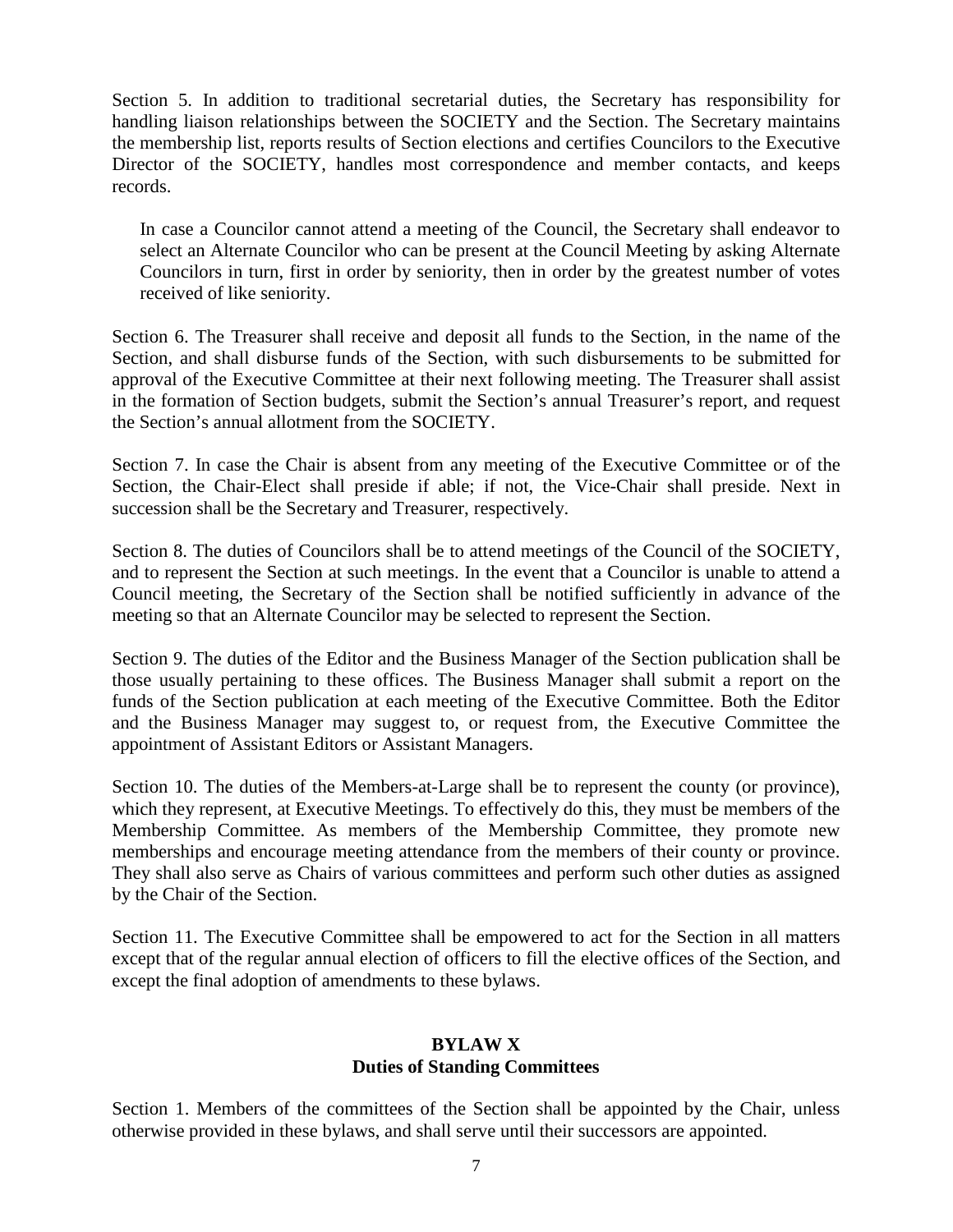Section 5. In addition to traditional secretarial duties, the Secretary has responsibility for handling liaison relationships between the SOCIETY and the Section. The Secretary maintains the membership list, reports results of Section elections and certifies Councilors to the Executive Director of the SOCIETY, handles most correspondence and member contacts, and keeps records.

In case a Councilor cannot attend a meeting of the Council, the Secretary shall endeavor to select an Alternate Councilor who can be present at the Council Meeting by asking Alternate Councilors in turn, first in order by seniority, then in order by the greatest number of votes received of like seniority.

Section 6. The Treasurer shall receive and deposit all funds to the Section, in the name of the Section, and shall disburse funds of the Section, with such disbursements to be submitted for approval of the Executive Committee at their next following meeting. The Treasurer shall assist in the formation of Section budgets, submit the Section's annual Treasurer's report, and request the Section's annual allotment from the SOCIETY.

Section 7. In case the Chair is absent from any meeting of the Executive Committee or of the Section, the Chair-Elect shall preside if able; if not, the Vice-Chair shall preside. Next in succession shall be the Secretary and Treasurer, respectively.

Section 8. The duties of Councilors shall be to attend meetings of the Council of the SOCIETY, and to represent the Section at such meetings. In the event that a Councilor is unable to attend a Council meeting, the Secretary of the Section shall be notified sufficiently in advance of the meeting so that an Alternate Councilor may be selected to represent the Section.

Section 9. The duties of the Editor and the Business Manager of the Section publication shall be those usually pertaining to these offices. The Business Manager shall submit a report on the funds of the Section publication at each meeting of the Executive Committee. Both the Editor and the Business Manager may suggest to, or request from, the Executive Committee the appointment of Assistant Editors or Assistant Managers.

Section 10. The duties of the Members-at-Large shall be to represent the county (or province), which they represent, at Executive Meetings. To effectively do this, they must be members of the Membership Committee. As members of the Membership Committee, they promote new memberships and encourage meeting attendance from the members of their county or province. They shall also serve as Chairs of various committees and perform such other duties as assigned by the Chair of the Section.

Section 11. The Executive Committee shall be empowered to act for the Section in all matters except that of the regular annual election of officers to fill the elective offices of the Section, and except the final adoption of amendments to these bylaws.

## BYLAW X
## Duties of Standing Committees

Section 1. Members of the committees of the Section shall be appointed by the Chair, unless otherwise provided in these bylaws, and shall serve until their successors are appointed.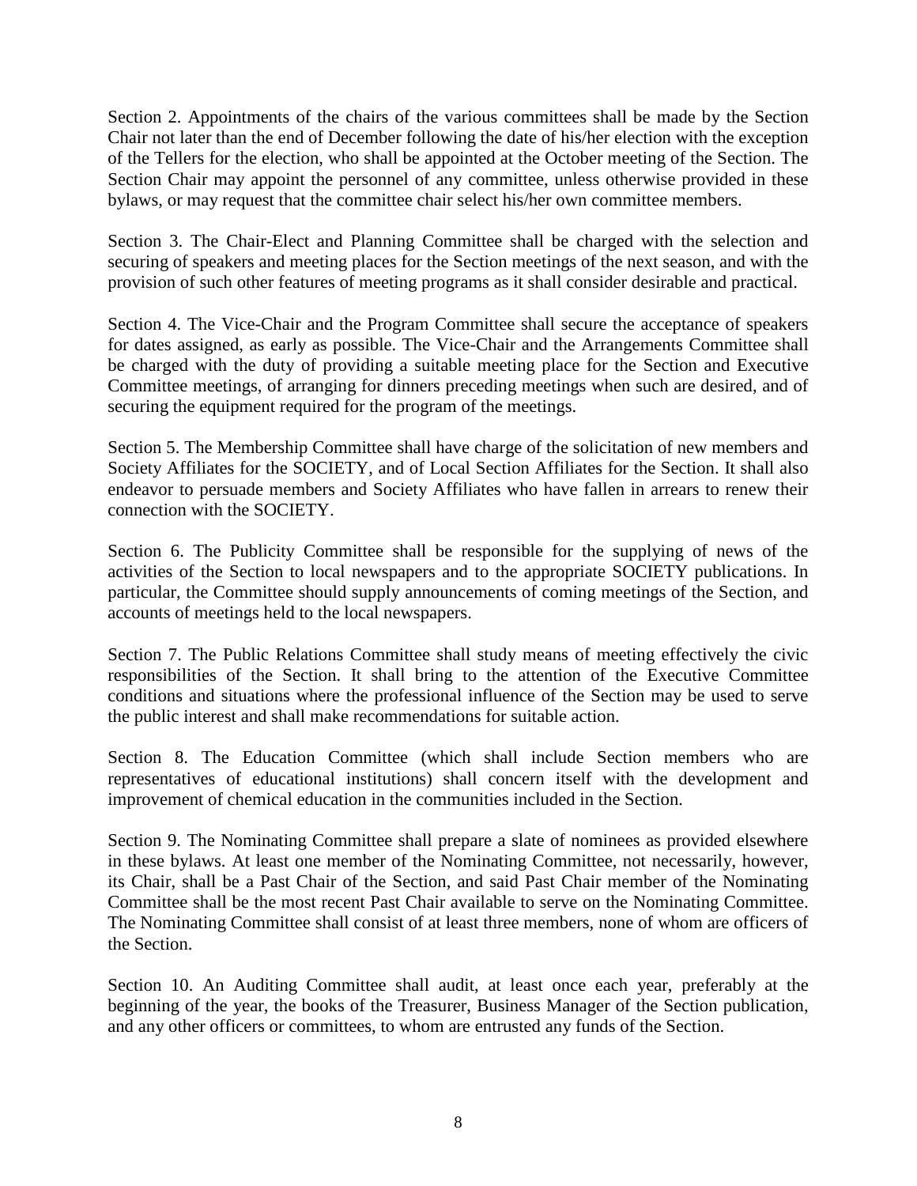Section 2. Appointments of the chairs of the various committees shall be made by the Section Chair not later than the end of December following the date of his/her election with the exception of the Tellers for the election, who shall be appointed at the October meeting of the Section. The Section Chair may appoint the personnel of any committee, unless otherwise provided in these bylaws, or may request that the committee chair select his/her own committee members.

Section 3. The Chair-Elect and Planning Committee shall be charged with the selection and securing of speakers and meeting places for the Section meetings of the next season, and with the provision of such other features of meeting programs as it shall consider desirable and practical.

Section 4. The Vice-Chair and the Program Committee shall secure the acceptance of speakers for dates assigned, as early as possible. The Vice-Chair and the Arrangements Committee shall be charged with the duty of providing a suitable meeting place for the Section and Executive Committee meetings, of arranging for dinners preceding meetings when such are desired, and of securing the equipment required for the program of the meetings.

Section 5. The Membership Committee shall have charge of the solicitation of new members and Society Affiliates for the SOCIETY, and of Local Section Affiliates for the Section. It shall also endeavor to persuade members and Society Affiliates who have fallen in arrears to renew their connection with the SOCIETY.

Section 6. The Publicity Committee shall be responsible for the supplying of news of the activities of the Section to local newspapers and to the appropriate SOCIETY publications. In particular, the Committee should supply announcements of coming meetings of the Section, and accounts of meetings held to the local newspapers.

Section 7. The Public Relations Committee shall study means of meeting effectively the civic responsibilities of the Section. It shall bring to the attention of the Executive Committee conditions and situations where the professional influence of the Section may be used to serve the public interest and shall make recommendations for suitable action.

Section 8. The Education Committee (which shall include Section members who are representatives of educational institutions) shall concern itself with the development and improvement of chemical education in the communities included in the Section.

Section 9. The Nominating Committee shall prepare a slate of nominees as provided elsewhere in these bylaws. At least one member of the Nominating Committee, not necessarily, however, its Chair, shall be a Past Chair of the Section, and said Past Chair member of the Nominating Committee shall be the most recent Past Chair available to serve on the Nominating Committee. The Nominating Committee shall consist of at least three members, none of whom are officers of the Section.

Section 10. An Auditing Committee shall audit, at least once each year, preferably at the beginning of the year, the books of the Treasurer, Business Manager of the Section publication, and any other officers or committees, to whom are entrusted any funds of the Section.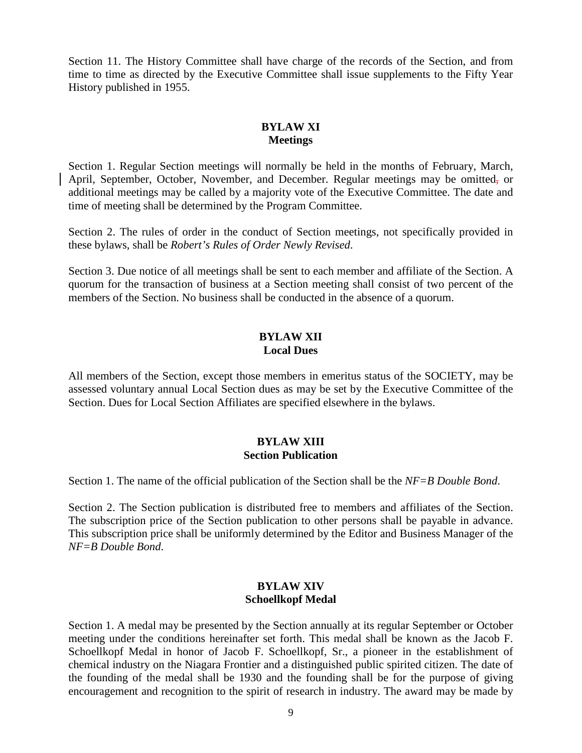Section 11. The History Committee shall have charge of the records of the Section, and from time to time as directed by the Executive Committee shall issue supplements to the Fifty Year History published in 1955.

## BYLAW XI
## Meetings

Section 1. Regular Section meetings will normally be held in the months of February, March, April, September, October, November, and December. Regular meetings may be omitted, or additional meetings may be called by a majority vote of the Executive Committee. The date and time of meeting shall be determined by the Program Committee.

Section 2. The rules of order in the conduct of Section meetings, not specifically provided in these bylaws, shall be *Robert's Rules of Order Newly Revised.*

Section 3. Due notice of all meetings shall be sent to each member and affiliate of the Section. A quorum for the transaction of business at a Section meeting shall consist of two percent of the members of the Section. No business shall be conducted in the absence of a quorum.

## BYLAW XII
## Local Dues

All members of the Section, except those members in emeritus status of the SOCIETY, may be assessed voluntary annual Local Section dues as may be set by the Executive Committee of the Section. Dues for Local Section Affiliates are specified elsewhere in the bylaws.

## BYLAW XIII
## Section Publication

Section 1. The name of the official publication of the Section shall be the *NF=B Double Bond.*

Section 2. The Section publication is distributed free to members and affiliates of the Section. The subscription price of the Section publication to other persons shall be payable in advance. This subscription price shall be uniformly determined by the Editor and Business Manager of the *NF=B Double Bond.*

## BYLAW XIV
## Schoellkopf Medal

Section 1. A medal may be presented by the Section annually at its regular September or October meeting under the conditions hereinafter set forth. This medal shall be known as the Jacob F. Schoellkopf Medal in honor of Jacob F. Schoellkopf, Sr., a pioneer in the establishment of chemical industry on the Niagara Frontier and a distinguished public spirited citizen. The date of the founding of the medal shall be 1930 and the founding shall be for the purpose of giving encouragement and recognition to the spirit of research in industry. The award may be made by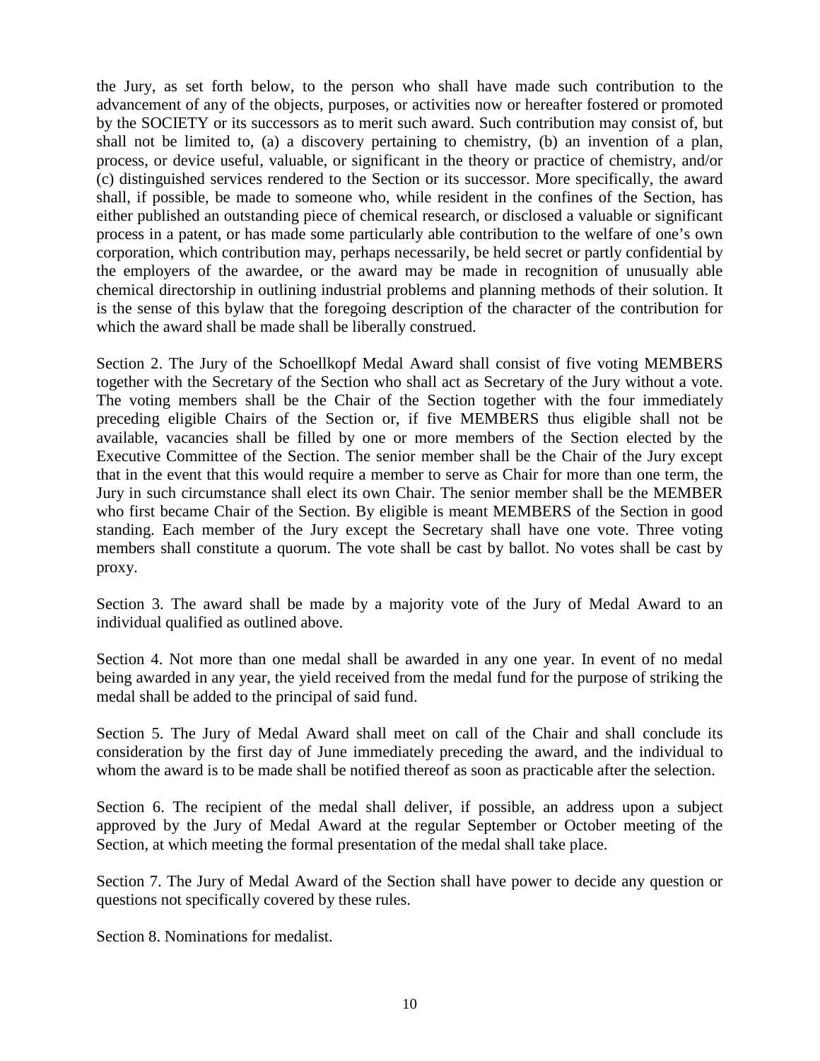the Jury, as set forth below, to the person who shall have made such contribution to the advancement of any of the objects, purposes, or activities now or hereafter fostered or promoted by the SOCIETY or its successors as to merit such award. Such contribution may consist of, but shall not be limited to, (a) a discovery pertaining to chemistry, (b) an invention of a plan, process, or device useful, valuable, or significant in the theory or practice of chemistry, and/or (c) distinguished services rendered to the Section or its successor. More specifically, the award shall, if possible, be made to someone who, while resident in the confines of the Section, has either published an outstanding piece of chemical research, or disclosed a valuable or significant process in a patent, or has made some particularly able contribution to the welfare of one's own corporation, which contribution may, perhaps necessarily, be held secret or partly confidential by the employers of the awardee, or the award may be made in recognition of unusually able chemical directorship in outlining industrial problems and planning methods of their solution. It is the sense of this bylaw that the foregoing description of the character of the contribution for which the award shall be made shall be liberally construed.

Section 2. The Jury of the Schoellkopf Medal Award shall consist of five voting MEMBERS together with the Secretary of the Section who shall act as Secretary of the Jury without a vote. The voting members shall be the Chair of the Section together with the four immediately preceding eligible Chairs of the Section or, if five MEMBERS thus eligible shall not be available, vacancies shall be filled by one or more members of the Section elected by the Executive Committee of the Section. The senior member shall be the Chair of the Jury except that in the event that this would require a member to serve as Chair for more than one term, the Jury in such circumstance shall elect its own Chair. The senior member shall be the MEMBER who first became Chair of the Section. By eligible is meant MEMBERS of the Section in good standing. Each member of the Jury except the Secretary shall have one vote. Three voting members shall constitute a quorum. The vote shall be cast by ballot. No votes shall be cast by proxy.

Section 3. The award shall be made by a majority vote of the Jury of Medal Award to an individual qualified as outlined above.

Section 4. Not more than one medal shall be awarded in any one year. In event of no medal being awarded in any year, the yield received from the medal fund for the purpose of striking the medal shall be added to the principal of said fund.

Section 5. The Jury of Medal Award shall meet on call of the Chair and shall conclude its consideration by the first day of June immediately preceding the award, and the individual to whom the award is to be made shall be notified thereof as soon as practicable after the selection.

Section 6. The recipient of the medal shall deliver, if possible, an address upon a subject approved by the Jury of Medal Award at the regular September or October meeting of the Section, at which meeting the formal presentation of the medal shall take place.

Section 7. The Jury of Medal Award of the Section shall have power to decide any question or questions not specifically covered by these rules.

Section 8. Nominations for medalist.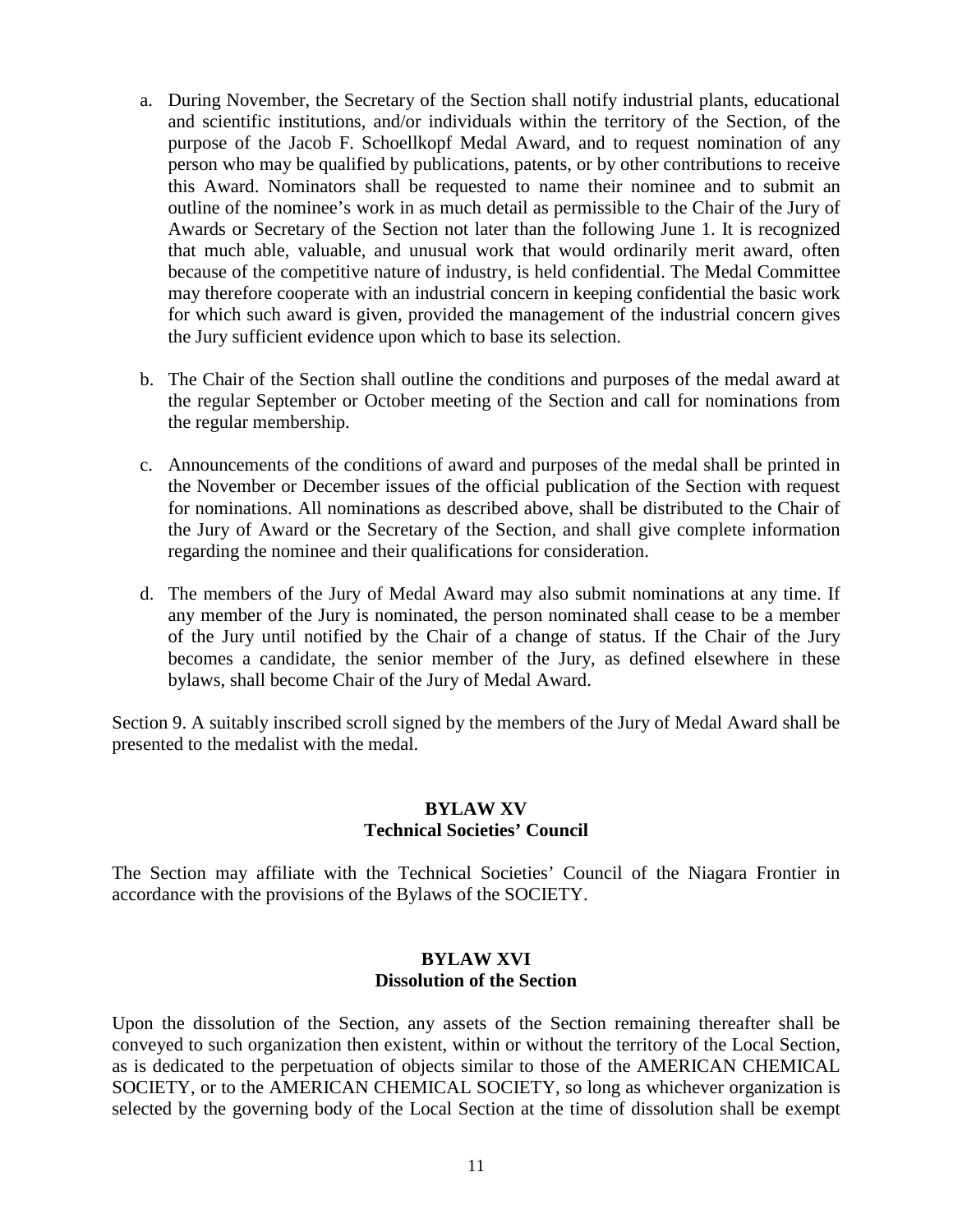a. During November, the Secretary of the Section shall notify industrial plants, educational and scientific institutions, and/or individuals within the territory of the Section, of the purpose of the Jacob F. Schoellkopf Medal Award, and to request nomination of any person who may be qualified by publications, patents, or by other contributions to receive this Award. Nominators shall be requested to name their nominee and to submit an outline of the nominee's work in as much detail as permissible to the Chair of the Jury of Awards or Secretary of the Section not later than the following June 1. It is recognized that much able, valuable, and unusual work that would ordinarily merit award, often because of the competitive nature of industry, is held confidential. The Medal Committee may therefore cooperate with an industrial concern in keeping confidential the basic work for which such award is given, provided the management of the industrial concern gives the Jury sufficient evidence upon which to base its selection.

b. The Chair of the Section shall outline the conditions and purposes of the medal award at the regular September or October meeting of the Section and call for nominations from the regular membership.

c. Announcements of the conditions of award and purposes of the medal shall be printed in the November or December issues of the official publication of the Section with request for nominations. All nominations as described above, shall be distributed to the Chair of the Jury of Award or the Secretary of the Section, and shall give complete information regarding the nominee and their qualifications for consideration.

d. The members of the Jury of Medal Award may also submit nominations at any time. If any member of the Jury is nominated, the person nominated shall cease to be a member of the Jury until notified by the Chair of a change of status. If the Chair of the Jury becomes a candidate, the senior member of the Jury, as defined elsewhere in these bylaws, shall become Chair of the Jury of Medal Award.

Section 9. A suitably inscribed scroll signed by the members of the Jury of Medal Award shall be presented to the medalist with the medal.

## BYLAW XV
## Technical Societies' Council

The Section may affiliate with the Technical Societies' Council of the Niagara Frontier in accordance with the provisions of the Bylaws of the SOCIETY.

## BYLAW XVI
## Dissolution of the Section

Upon the dissolution of the Section, any assets of the Section remaining thereafter shall be conveyed to such organization then existent, within or without the territory of the Local Section, as is dedicated to the perpetuation of objects similar to those of the AMERICAN CHEMICAL SOCIETY, or to the AMERICAN CHEMICAL SOCIETY, so long as whichever organization is selected by the governing body of the Local Section at the time of dissolution shall be exempt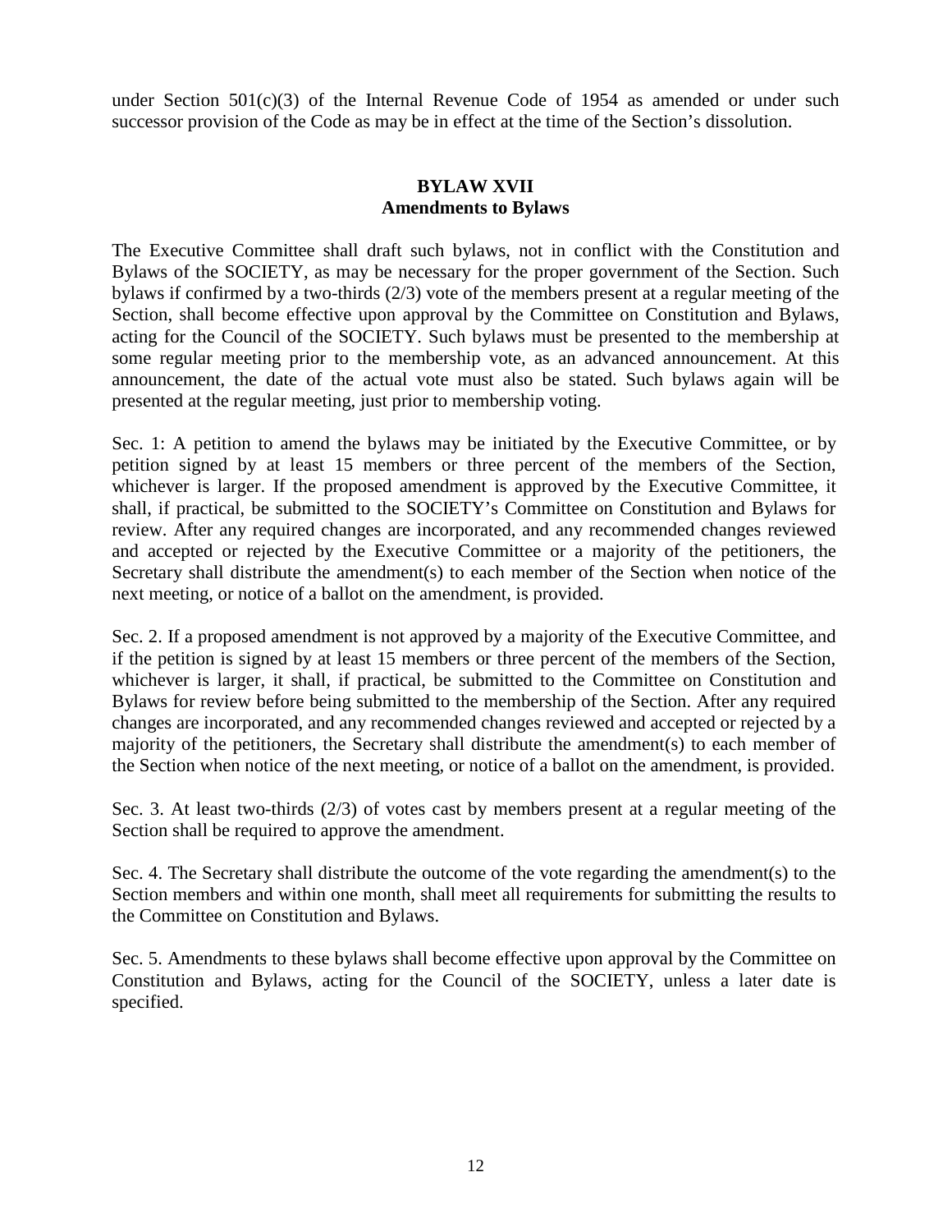under Section 501(c)(3) of the Internal Revenue Code of 1954 as amended or under such successor provision of the Code as may be in effect at the time of the Section's dissolution.

## BYLAW XVII
## Amendments to Bylaws

The Executive Committee shall draft such bylaws, not in conflict with the Constitution and Bylaws of the SOCIETY, as may be necessary for the proper government of the Section. Such bylaws if confirmed by a two-thirds (2/3) vote of the members present at a regular meeting of the Section, shall become effective upon approval by the Committee on Constitution and Bylaws, acting for the Council of the SOCIETY. Such bylaws must be presented to the membership at some regular meeting prior to the membership vote, as an advanced announcement. At this announcement, the date of the actual vote must also be stated. Such bylaws again will be presented at the regular meeting, just prior to membership voting.

Sec. 1: A petition to amend the bylaws may be initiated by the Executive Committee, or by petition signed by at least 15 members or three percent of the members of the Section, whichever is larger. If the proposed amendment is approved by the Executive Committee, it shall, if practical, be submitted to the SOCIETY's Committee on Constitution and Bylaws for review. After any required changes are incorporated, and any recommended changes reviewed and accepted or rejected by the Executive Committee or a majority of the petitioners, the Secretary shall distribute the amendment(s) to each member of the Section when notice of the next meeting, or notice of a ballot on the amendment, is provided.

Sec. 2. If a proposed amendment is not approved by a majority of the Executive Committee, and if the petition is signed by at least 15 members or three percent of the members of the Section, whichever is larger, it shall, if practical, be submitted to the Committee on Constitution and Bylaws for review before being submitted to the membership of the Section. After any required changes are incorporated, and any recommended changes reviewed and accepted or rejected by a majority of the petitioners, the Secretary shall distribute the amendment(s) to each member of the Section when notice of the next meeting, or notice of a ballot on the amendment, is provided.

Sec. 3. At least two-thirds (2/3) of votes cast by members present at a regular meeting of the Section shall be required to approve the amendment.

Sec. 4. The Secretary shall distribute the outcome of the vote regarding the amendment(s) to the Section members and within one month, shall meet all requirements for submitting the results to the Committee on Constitution and Bylaws.

Sec. 5. Amendments to these bylaws shall become effective upon approval by the Committee on Constitution and Bylaws, acting for the Council of the SOCIETY, unless a later date is specified.